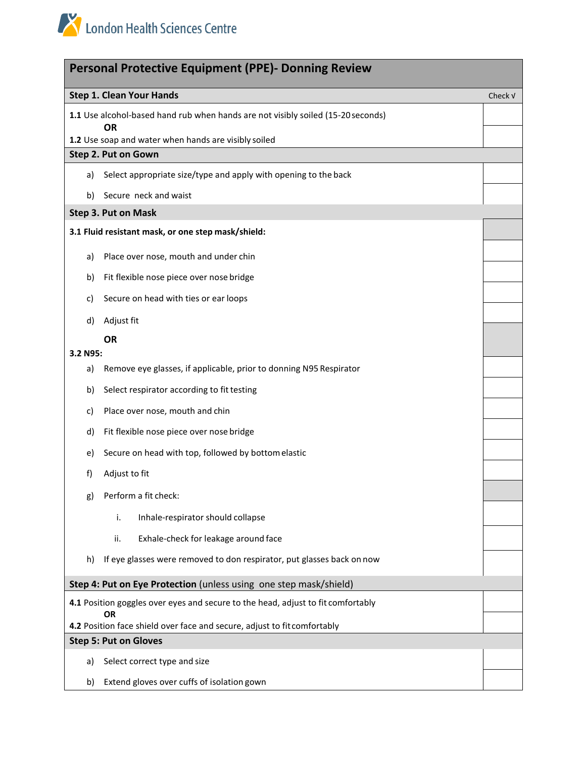London Health Sciences Centre

| Personal Protective Equipment (PPE)- Donning Review | |
|---|---|
| **Step 1. Clean Your Hands** | Check √ |
| **1.1** Use alcohol-based hand rub when hands are not visibly soiled (15-20 seconds) | |
| **OR** | |
| **1.2** Use soap and water when hands are visibly soiled | |
| **Step 2. Put on Gown** | |
| a) Select appropriate size/type and apply with opening to the back | |
| b) Secure neck and waist | |
| **Step 3. Put on Mask** | |
| **3.1 Fluid resistant mask, or one step mask/shield:** | |
| a) Place over nose, mouth and under chin | |
| b) Fit flexible nose piece over nose bridge | |
| c) Secure on head with ties or ear loops | |
| d) Adjust fit | |
| **OR** | |
| **3.2 N95:** | |
| a) Remove eye glasses, if applicable, prior to donning N95 Respirator | |
| b) Select respirator according to fit testing | |
| c) Place over nose, mouth and chin | |
| d) Fit flexible nose piece over nose bridge | |
| e) Secure on head with top, followed by bottom elastic | |
| f) Adjust to fit | |
| g) Perform a fit check: | |
| i. Inhale-respirator should collapse | |
| ii. Exhale-check for leakage around face | |
| h) If eye glasses were removed to don respirator, put glasses back on now | |
| **Step 4: Put on Eye Protection** (unless using one step mask/shield) | |
| **4.1** Position goggles over eyes and secure to the head, adjust to fit comfortably | |
| **OR** | |
| **4.2** Position face shield over face and secure, adjust to fit comfortably | |
| **Step 5: Put on Gloves** | |
| a) Select correct type and size | |
| b) Extend gloves over cuffs of isolation gown | |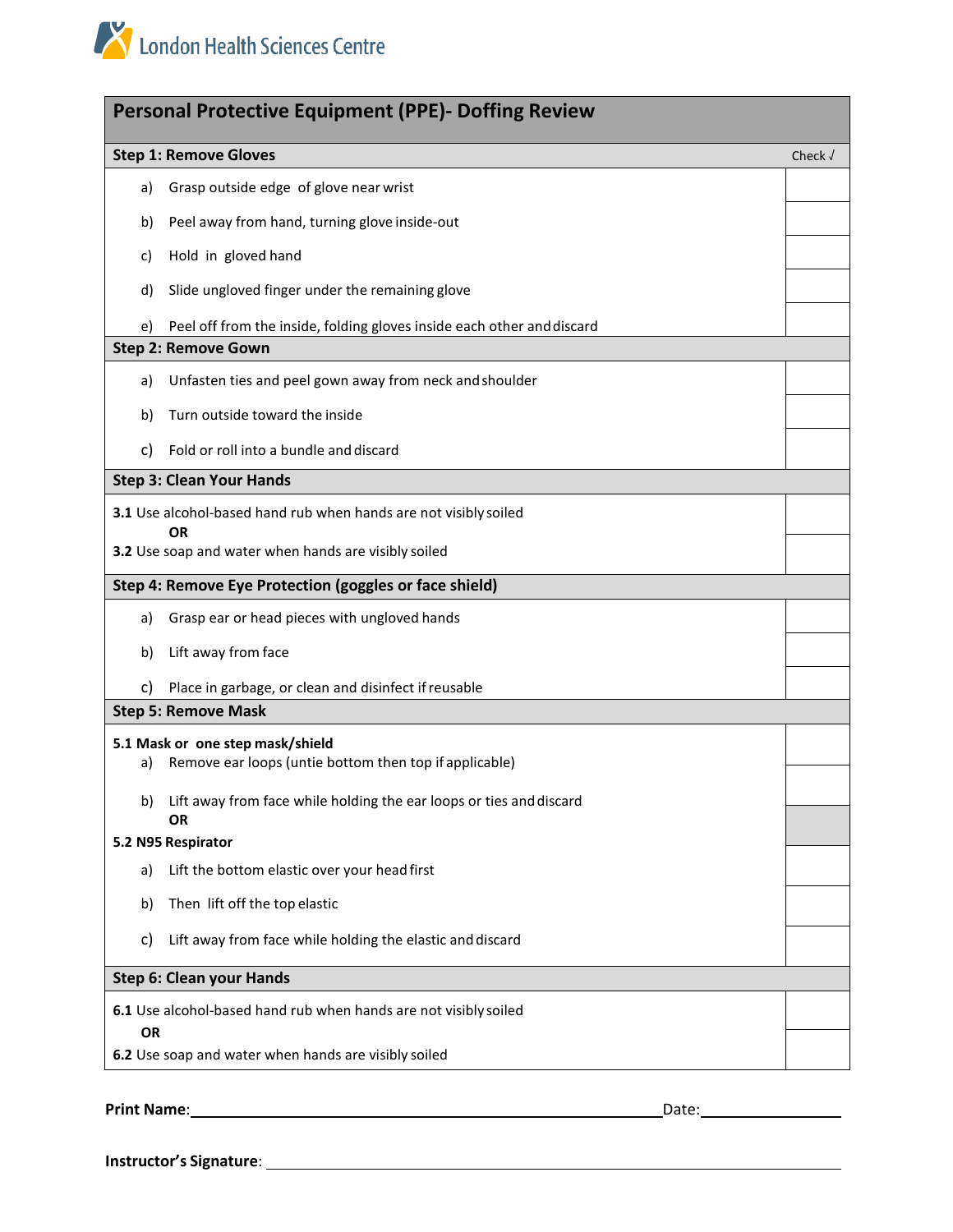London Health Sciences Centre

| Personal Protective Equipment (PPE)- Doffing Review | |
|---|---|
| **Step 1: Remove Gloves** | Check √ |
| a) Grasp outside edge of glove near wrist | |
| b) Peel away from hand, turning glove inside-out | |
| c) Hold in gloved hand | |
| d) Slide ungloved finger under the remaining glove | |
| e) Peel off from the inside, folding gloves inside each other and discard | |
| **Step 2: Remove Gown** | |
| a) Unfasten ties and peel gown away from neck and shoulder | |
| b) Turn outside toward the inside | |
| c) Fold or roll into a bundle and discard | |
| **Step 3: Clean Your Hands** | |
| **3.1** Use alcohol-based hand rub when hands are not visibly soiled | |
| **OR** **3.2** Use soap and water when hands are visibly soiled | |
| **Step 4: Remove Eye Protection (goggles or face shield)** | |
| a) Grasp ear or head pieces with ungloved hands | |
| b) Lift away from face | |
| c) Place in garbage, or clean and disinfect if reusable | |
| **Step 5: Remove Mask** | |
| **5.1 Mask or one step mask/shield** | |
| a) Remove ear loops (untie bottom then top if applicable) | |
| b) Lift away from face while holding the ear loops or ties and discard | |
| **OR** | |
| **5.2 N95 Respirator** | |
| a) Lift the bottom elastic over your head first | |
| b) Then lift off the top elastic | |
| c) Lift away from face while holding the elastic and discard | |
| **Step 6: Clean your Hands** | |
| **6.1** Use alcohol-based hand rub when hands are not visibly soiled | |
| **OR** **6.2** Use soap and water when hands are visibly soiled | |

**Print Name**:_______________________________ Date:_______________

**Instructor's Signature**: _______________________________